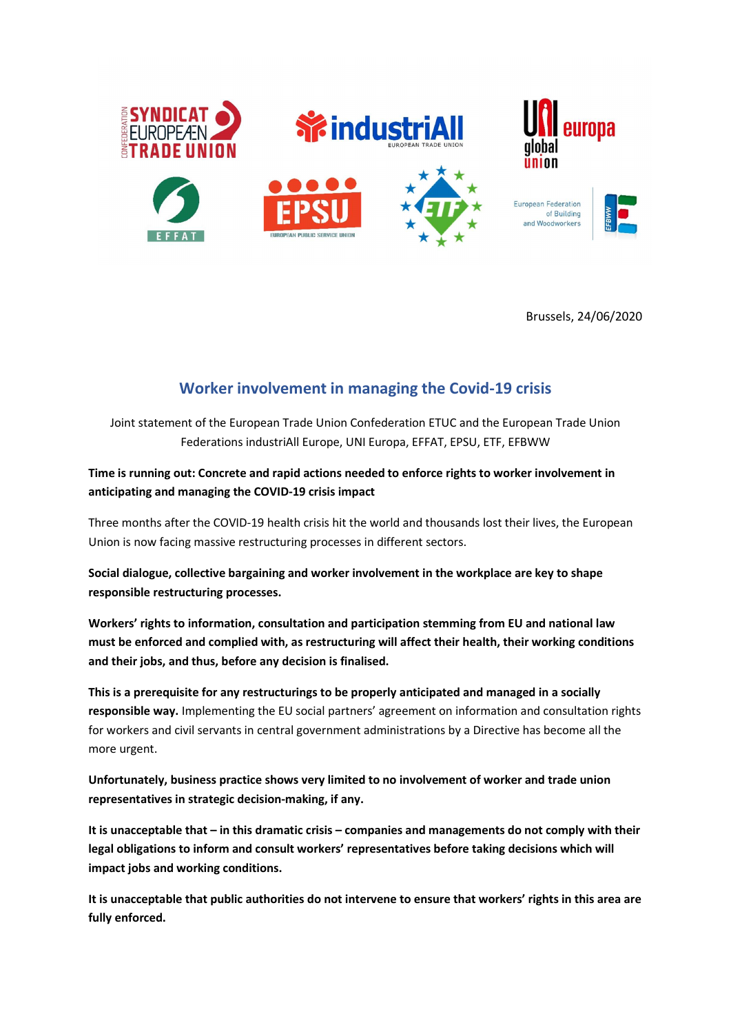Brussels, 24/06/2020

## Worker involvement in managing the Covid-19 crisis

Joint statement of the European Trade Union Confederation ETUC and the European Trade Union Federations industriAll Europe, UNI Europa, EFFAT, EPSU, ETF, EFBWW

**Time is running out: Concrete and rapid actions needed to enforce rights to worker involvement in anticipating and managing the COVID-19 crisis impact**

Three months after the COVID-19 health crisis hit the world and thousands lost their lives, the European Union is now facing massive restructuring processes in different sectors.

**Social dialogue, collective bargaining and worker involvement in the workplace are key to shape responsible restructuring processes.**

**Workers' rights to information, consultation and participation stemming from EU and national law must be enforced and complied with, as restructuring will affect their health, their working conditions and their jobs, and thus, before any decision is finalised.**

**This is a prerequisite for any restructurings to be properly anticipated and managed in a socially responsible way.** Implementing the EU social partners' agreement on information and consultation rights for workers and civil servants in central government administrations by a Directive has become all the more urgent.

**Unfortunately, business practice shows very limited to no involvement of worker and trade union representatives in strategic decision-making, if any.**

**It is unacceptable that – in this dramatic crisis – companies and managements do not comply with their legal obligations to inform and consult workers' representatives before taking decisions which will impact jobs and working conditions.**

**It is unacceptable that public authorities do not intervene to ensure that workers' rights in this area are fully enforced.**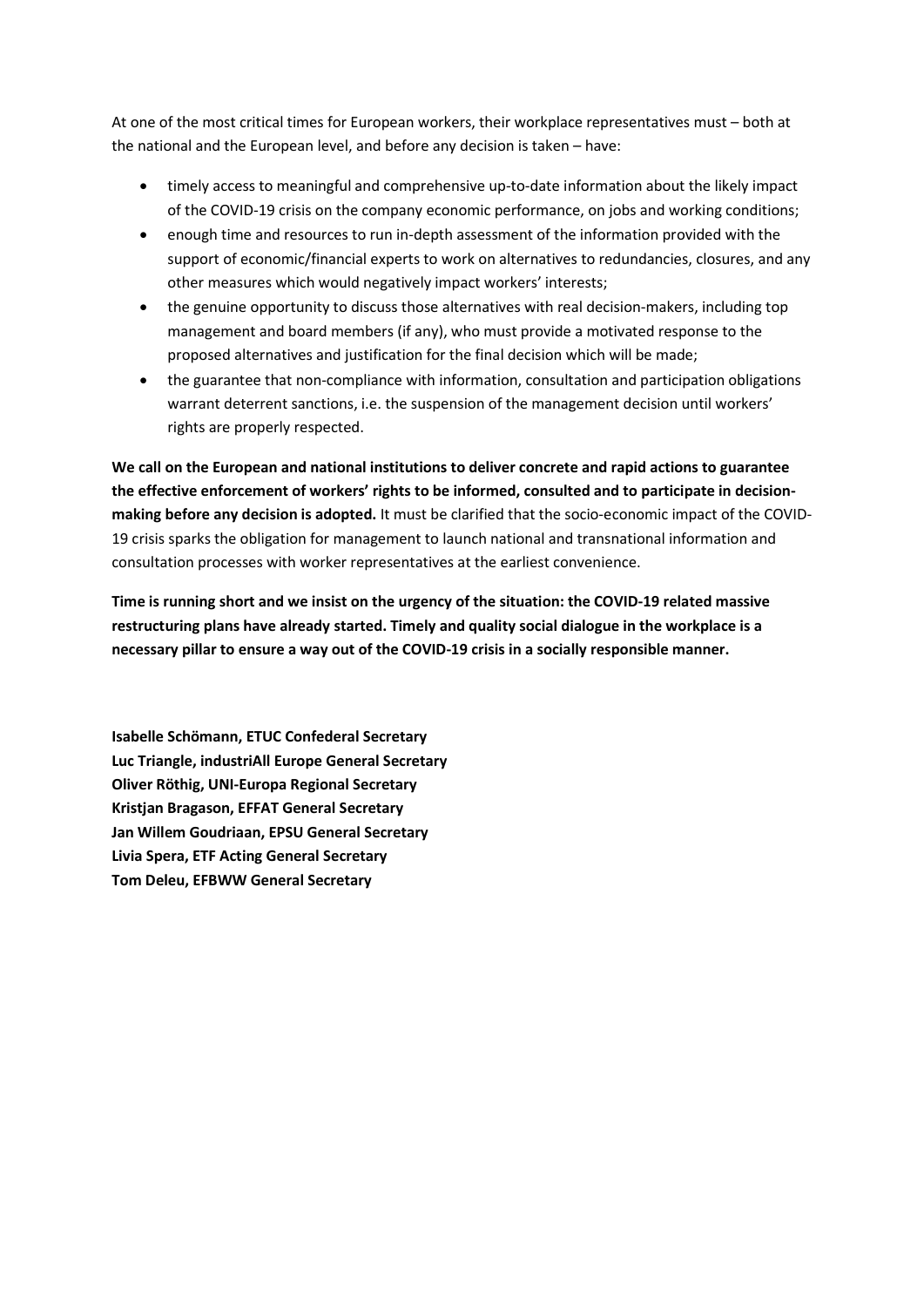At one of the most critical times for European workers, their workplace representatives must – both at the national and the European level, and before any decision is taken – have:

- timely access to meaningful and comprehensive up-to-date information about the likely impact of the COVID-19 crisis on the company economic performance, on jobs and working conditions;
- enough time and resources to run in-depth assessment of the information provided with the support of economic/financial experts to work on alternatives to redundancies, closures, and any other measures which would negatively impact workers' interests;
- the genuine opportunity to discuss those alternatives with real decision-makers, including top management and board members (if any), who must provide a motivated response to the proposed alternatives and justification for the final decision which will be made;
- the guarantee that non-compliance with information, consultation and participation obligations warrant deterrent sanctions, i.e. the suspension of the management decision until workers' rights are properly respected.

**We call on the European and national institutions to deliver concrete and rapid actions to guarantee the effective enforcement of workers' rights to be informed, consulted and to participate in decision-making before any decision is adopted.** It must be clarified that the socio-economic impact of the COVID-19 crisis sparks the obligation for management to launch national and transnational information and consultation processes with worker representatives at the earliest convenience.

**Time is running short and we insist on the urgency of the situation: the COVID-19 related massive restructuring plans have already started. Timely and quality social dialogue in the workplace is a necessary pillar to ensure a way out of the COVID-19 crisis in a socially responsible manner.**

**Isabelle Schömann, ETUC Confederal Secretary**
**Luc Triangle, industriAll Europe General Secretary**
**Oliver Röthig, UNI-Europa Regional Secretary**
**Kristjan Bragason, EFFAT General Secretary**
**Jan Willem Goudriaan, EPSU General Secretary**
**Livia Spera, ETF Acting General Secretary**
**Tom Deleu, EFBWW General Secretary**